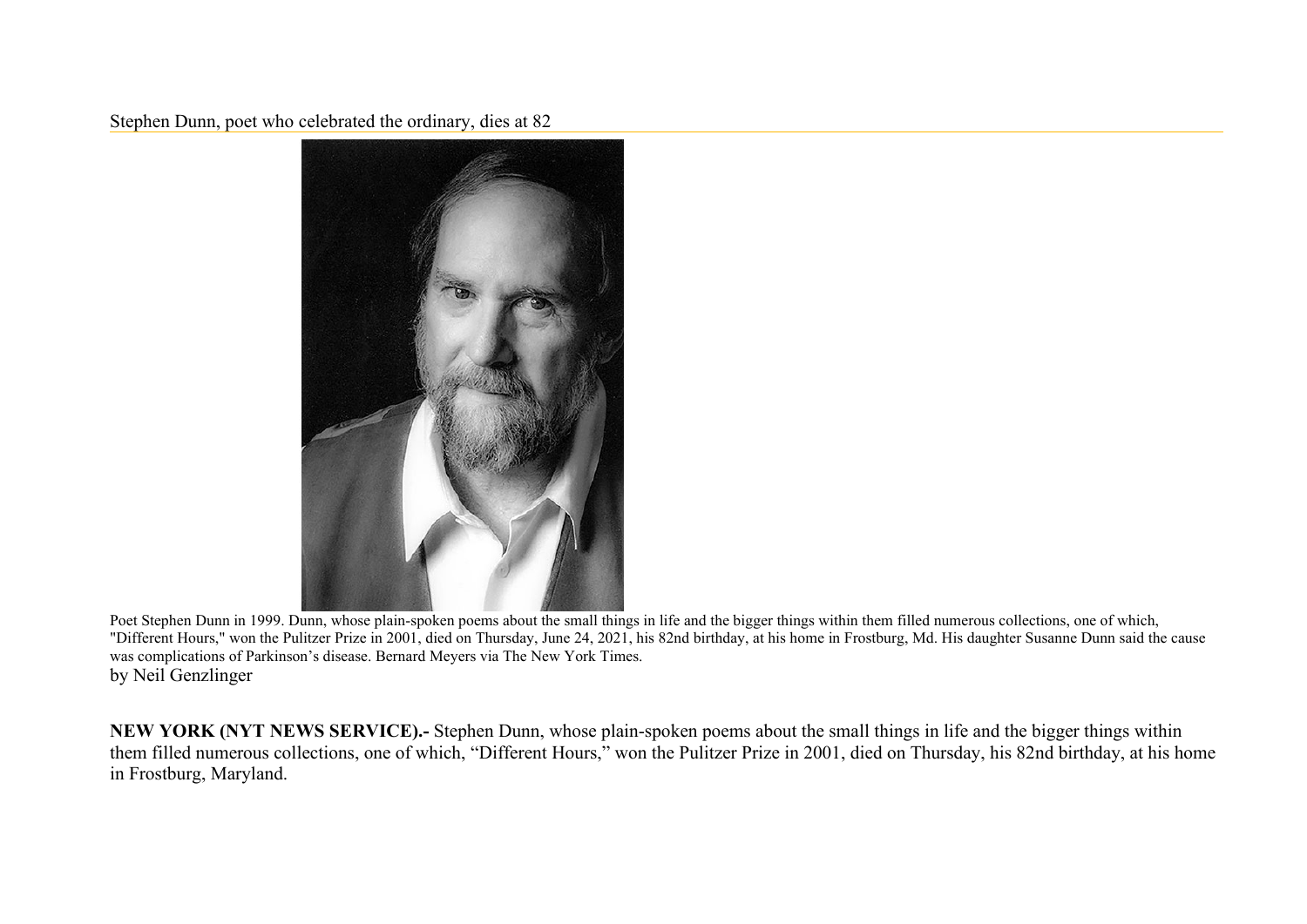# Stephen Dunn, poet who celebrated the ordinary, dies at 82

Poet Stephen Dunn in 1999. Dunn, whose plain-spoken poems about the small things in life and the bigger things within them filled numerous collections, one of which, "Different Hours," won the Pulitzer Prize in 2001, died on Thursday, June 24, 2021, his 82nd birthday, at his home in Frostburg, Md. His daughter Susanne Dunn said the cause was complications of Parkinson's disease. Bernard Meyers via The New York Times.

by Neil Genzlinger

**NEW YORK (NYT NEWS SERVICE).-** Stephen Dunn, whose plain-spoken poems about the small things in life and the bigger things within them filled numerous collections, one of which, "Different Hours," won the Pulitzer Prize in 2001, died on Thursday, his 82nd birthday, at his home in Frostburg, Maryland.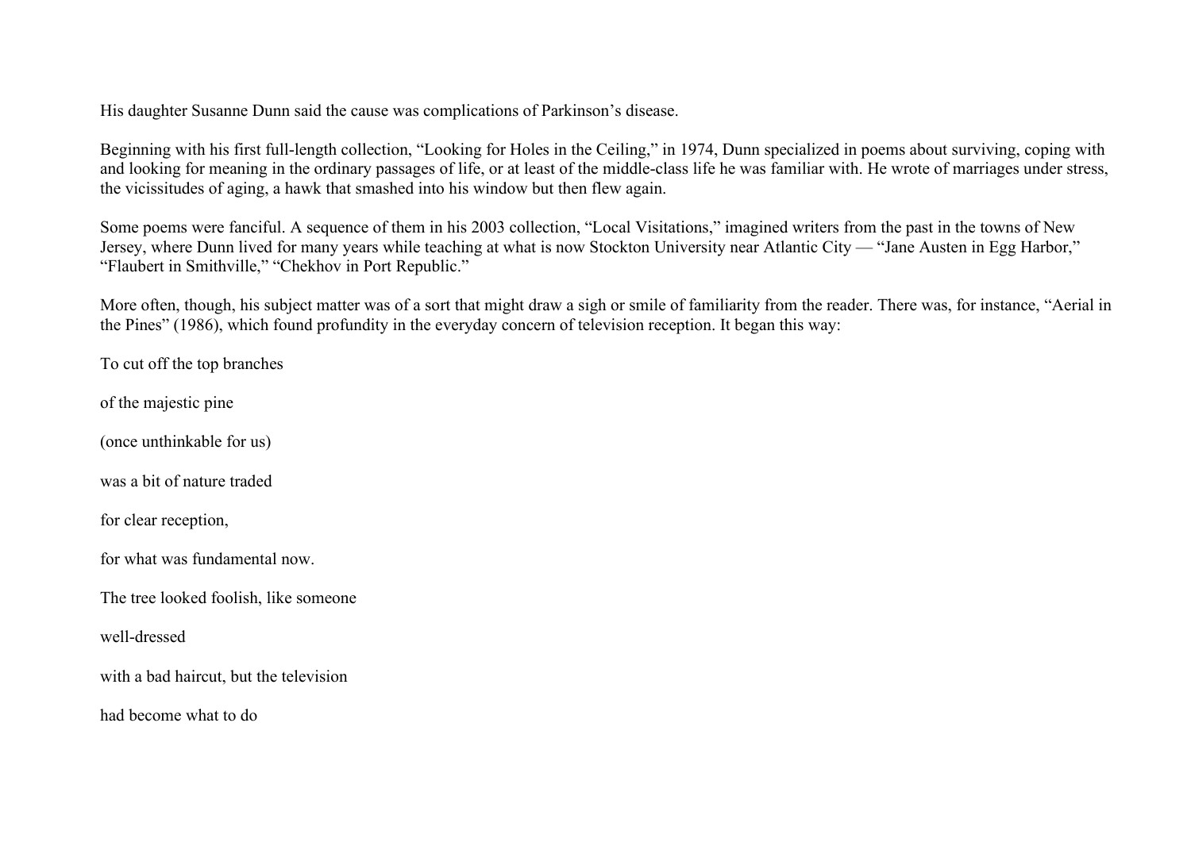His daughter Susanne Dunn said the cause was complications of Parkinson's disease.

Beginning with his first full-length collection, "Looking for Holes in the Ceiling," in 1974, Dunn specialized in poems about surviving, coping with and looking for meaning in the ordinary passages of life, or at least of the middle-class life he was familiar with. He wrote of marriages under stress, the vicissitudes of aging, a hawk that smashed into his window but then flew again.

Some poems were fanciful. A sequence of them in his 2003 collection, "Local Visitations," imagined writers from the past in the towns of New Jersey, where Dunn lived for many years while teaching at what is now Stockton University near Atlantic City — "Jane Austen in Egg Harbor," "Flaubert in Smithville," "Chekhov in Port Republic."

More often, though, his subject matter was of a sort that might draw a sigh or smile of familiarity from the reader. There was, for instance, "Aerial in the Pines" (1986), which found profundity in the everyday concern of television reception. It began this way:

To cut off the top branches

of the majestic pine

(once unthinkable for us)

was a bit of nature traded

for clear reception,

for what was fundamental now.

The tree looked foolish, like someone

well-dressed

with a bad haircut, but the television

had become what to do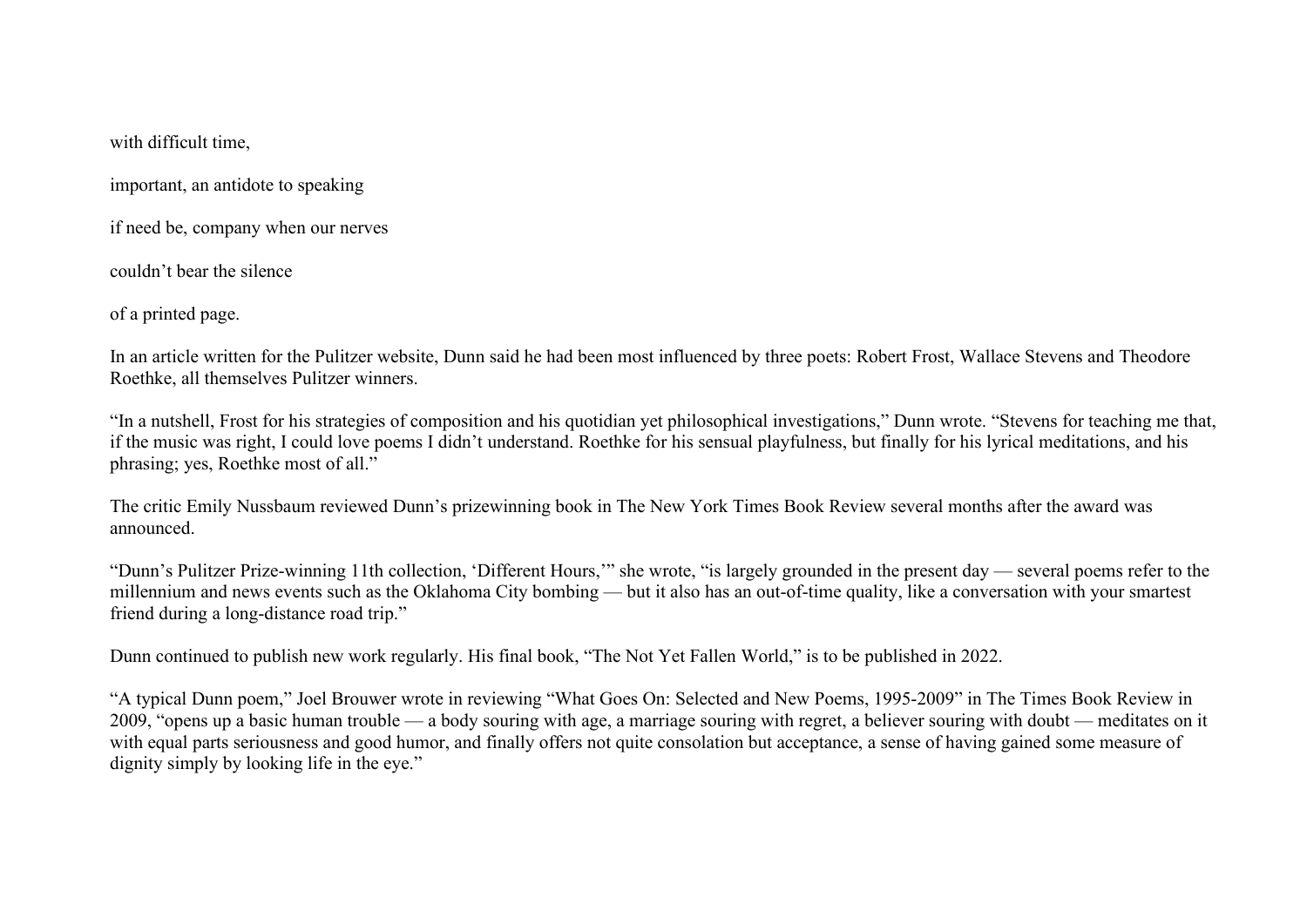with difficult time,

important, an antidote to speaking

if need be, company when our nerves

couldn’t bear the silence

of a printed page.

In an article written for the Pulitzer website, Dunn said he had been most influenced by three poets: Robert Frost, Wallace Stevens and Theodore Roethke, all themselves Pulitzer winners.

“In a nutshell, Frost for his strategies of composition and his quotidian yet philosophical investigations,” Dunn wrote. “Stevens for teaching me that, if the music was right, I could love poems I didn’t understand. Roethke for his sensual playfulness, but finally for his lyrical meditations, and his phrasing; yes, Roethke most of all.”

The critic Emily Nussbaum reviewed Dunn’s prizewinning book in The New York Times Book Review several months after the award was announced.

“Dunn’s Pulitzer Prize-winning 11th collection, ‘Different Hours,’” she wrote, “is largely grounded in the present day — several poems refer to the millennium and news events such as the Oklahoma City bombing — but it also has an out-of-time quality, like a conversation with your smartest friend during a long-distance road trip.”

Dunn continued to publish new work regularly. His final book, “The Not Yet Fallen World,” is to be published in 2022.

“A typical Dunn poem,” Joel Brouwer wrote in reviewing “What Goes On: Selected and New Poems, 1995-2009” in The Times Book Review in 2009, “opens up a basic human trouble — a body souring with age, a marriage souring with regret, a believer souring with doubt — meditates on it with equal parts seriousness and good humor, and finally offers not quite consolation but acceptance, a sense of having gained some measure of dignity simply by looking life in the eye.”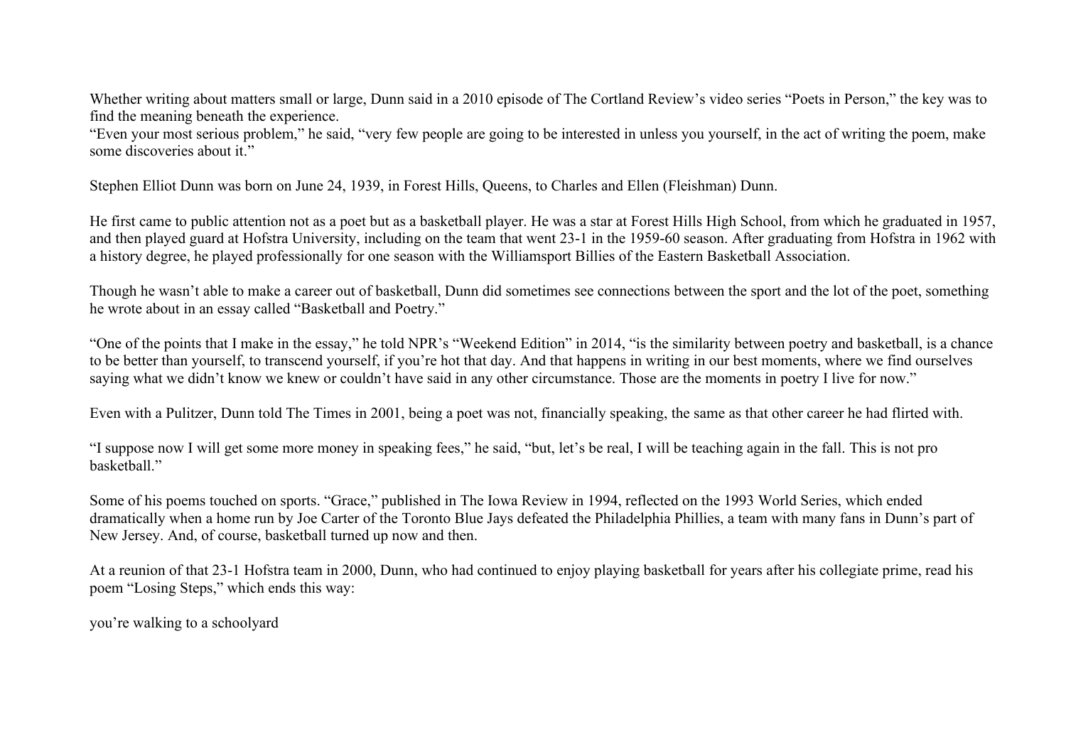Whether writing about matters small or large, Dunn said in a 2010 episode of The Cortland Review's video series "Poets in Person," the key was to find the meaning beneath the experience.
"Even your most serious problem," he said, "very few people are going to be interested in unless you yourself, in the act of writing the poem, make some discoveries about it."

Stephen Elliot Dunn was born on June 24, 1939, in Forest Hills, Queens, to Charles and Ellen (Fleishman) Dunn.

He first came to public attention not as a poet but as a basketball player. He was a star at Forest Hills High School, from which he graduated in 1957, and then played guard at Hofstra University, including on the team that went 23-1 in the 1959-60 season. After graduating from Hofstra in 1962 with a history degree, he played professionally for one season with the Williamsport Billies of the Eastern Basketball Association.

Though he wasn't able to make a career out of basketball, Dunn did sometimes see connections between the sport and the lot of the poet, something he wrote about in an essay called "Basketball and Poetry."

"One of the points that I make in the essay," he told NPR's "Weekend Edition" in 2014, "is the similarity between poetry and basketball, is a chance to be better than yourself, to transcend yourself, if you're hot that day. And that happens in writing in our best moments, where we find ourselves saying what we didn't know we knew or couldn't have said in any other circumstance. Those are the moments in poetry I live for now."

Even with a Pulitzer, Dunn told The Times in 2001, being a poet was not, financially speaking, the same as that other career he had flirted with.

"I suppose now I will get some more money in speaking fees," he said, "but, let's be real, I will be teaching again in the fall. This is not pro basketball."

Some of his poems touched on sports. "Grace," published in The Iowa Review in 1994, reflected on the 1993 World Series, which ended dramatically when a home run by Joe Carter of the Toronto Blue Jays defeated the Philadelphia Phillies, a team with many fans in Dunn's part of New Jersey. And, of course, basketball turned up now and then.

At a reunion of that 23-1 Hofstra team in 2000, Dunn, who had continued to enjoy playing basketball for years after his collegiate prime, read his poem "Losing Steps," which ends this way:

you're walking to a schoolyard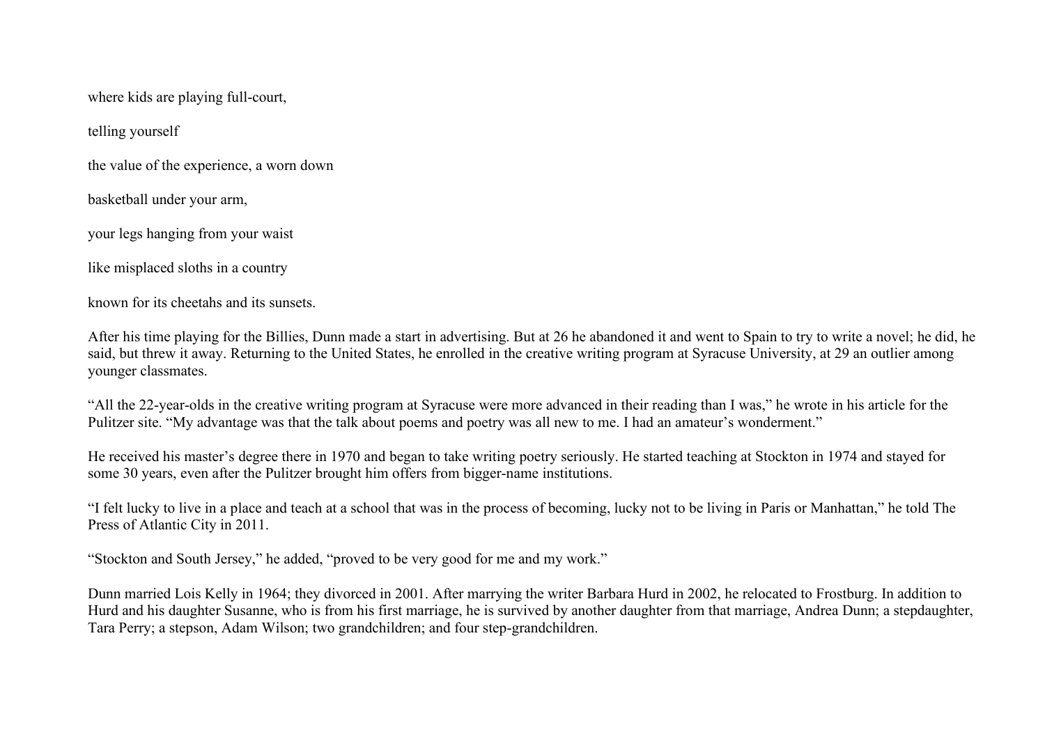where kids are playing full-court,

telling yourself

the value of the experience, a worn down

basketball under your arm,

your legs hanging from your waist

like misplaced sloths in a country

known for its cheetahs and its sunsets.

After his time playing for the Billies, Dunn made a start in advertising. But at 26 he abandoned it and went to Spain to try to write a novel; he did, he said, but threw it away. Returning to the United States, he enrolled in the creative writing program at Syracuse University, at 29 an outlier among younger classmates.

“All the 22-year-olds in the creative writing program at Syracuse were more advanced in their reading than I was,” he wrote in his article for the Pulitzer site. “My advantage was that the talk about poems and poetry was all new to me. I had an amateur’s wonderment.”

He received his master’s degree there in 1970 and began to take writing poetry seriously. He started teaching at Stockton in 1974 and stayed for some 30 years, even after the Pulitzer brought him offers from bigger-name institutions.

“I felt lucky to live in a place and teach at a school that was in the process of becoming, lucky not to be living in Paris or Manhattan,” he told The Press of Atlantic City in 2011.

“Stockton and South Jersey,” he added, “proved to be very good for me and my work.”

Dunn married Lois Kelly in 1964; they divorced in 2001. After marrying the writer Barbara Hurd in 2002, he relocated to Frostburg. In addition to Hurd and his daughter Susanne, who is from his first marriage, he is survived by another daughter from that marriage, Andrea Dunn; a stepdaughter, Tara Perry; a stepson, Adam Wilson; two grandchildren; and four step-grandchildren.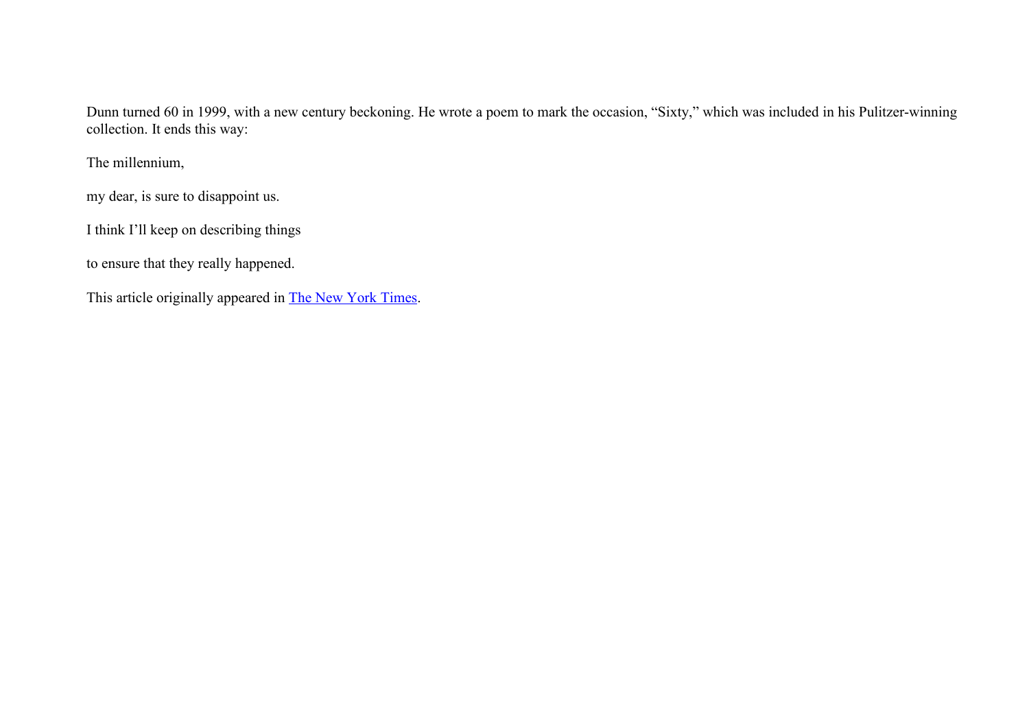Dunn turned 60 in 1999, with a new century beckoning. He wrote a poem to mark the occasion, “Sixty,” which was included in his Pulitzer-winning collection. It ends this way:

The millennium,

my dear, is sure to disappoint us.

I think I’ll keep on describing things

to ensure that they really happened.

This article originally appeared in [The New York Times](https://www.nytimes.com).